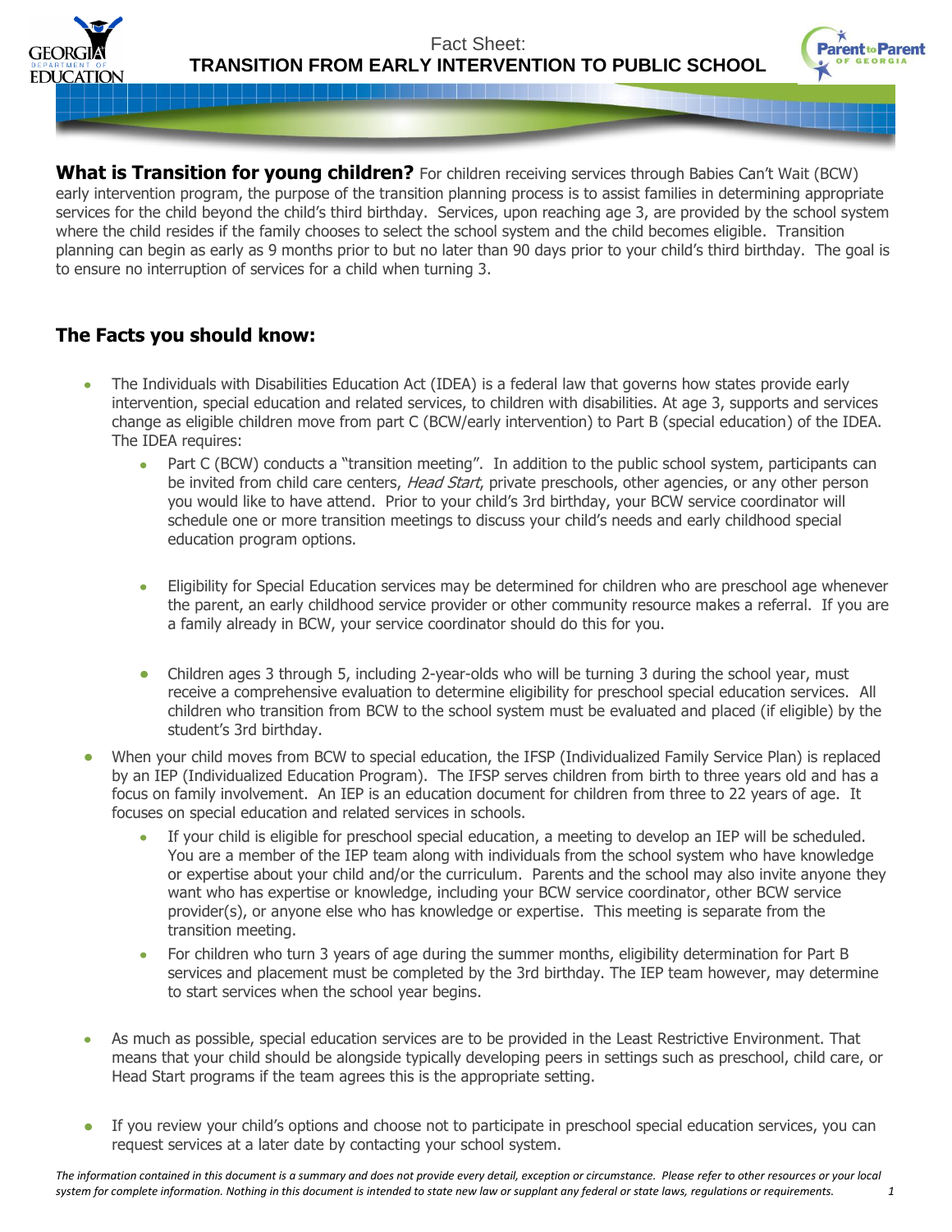Fact Sheet:

# TRANSITION FROM EARLY INTERVENTION TO PUBLIC SCHOOL

**What is Transition for young children?** For children receiving services through Babies Can't Wait (BCW) early intervention program, the purpose of the transition planning process is to assist families in determining appropriate services for the child beyond the child's third birthday. Services, upon reaching age 3, are provided by the school system where the child resides if the family chooses to select the school system and the child becomes eligible. Transition planning can begin as early as 9 months prior to but no later than 90 days prior to your child's third birthday. The goal is to ensure no interruption of services for a child when turning 3.

## The Facts you should know:

- The Individuals with Disabilities Education Act (IDEA) is a federal law that governs how states provide early intervention, special education and related services, to children with disabilities. At age 3, supports and services change as eligible children move from part C (BCW/early intervention) to Part B (special education) of the IDEA. The IDEA requires:
  - Part C (BCW) conducts a "transition meeting". In addition to the public school system, participants can be invited from child care centers, *Head Start*, private preschools, other agencies, or any other person you would like to have attend. Prior to your child's 3rd birthday, your BCW service coordinator will schedule one or more transition meetings to discuss your child's needs and early childhood special education program options.
  - Eligibility for Special Education services may be determined for children who are preschool age whenever the parent, an early childhood service provider or other community resource makes a referral. If you are a family already in BCW, your service coordinator should do this for you.
  - Children ages 3 through 5, including 2-year-olds who will be turning 3 during the school year, must receive a comprehensive evaluation to determine eligibility for preschool special education services. All children who transition from BCW to the school system must be evaluated and placed (if eligible) by the student's 3rd birthday.
- When your child moves from BCW to special education, the IFSP (Individualized Family Service Plan) is replaced by an IEP (Individualized Education Program). The IFSP serves children from birth to three years old and has a focus on family involvement. An IEP is an education document for children from three to 22 years of age. It focuses on special education and related services in schools.
  - If your child is eligible for preschool special education, a meeting to develop an IEP will be scheduled. You are a member of the IEP team along with individuals from the school system who have knowledge or expertise about your child and/or the curriculum. Parents and the school may also invite anyone they want who has expertise or knowledge, including your BCW service coordinator, other BCW service provider(s), or anyone else who has knowledge or expertise. This meeting is separate from the transition meeting.
  - For children who turn 3 years of age during the summer months, eligibility determination for Part B services and placement must be completed by the 3rd birthday. The IEP team however, may determine to start services when the school year begins.
- As much as possible, special education services are to be provided in the Least Restrictive Environment. That means that your child should be alongside typically developing peers in settings such as preschool, child care, or Head Start programs if the team agrees this is the appropriate setting.
- If you review your child's options and choose not to participate in preschool special education services, you can request services at a later date by contacting your school system.

*The information contained in this document is a summary and does not provide every detail, exception or circumstance. Please refer to other resources or your local system for complete information. Nothing in this document is intended to state new law or supplant any federal or state laws, regulations or requirements.*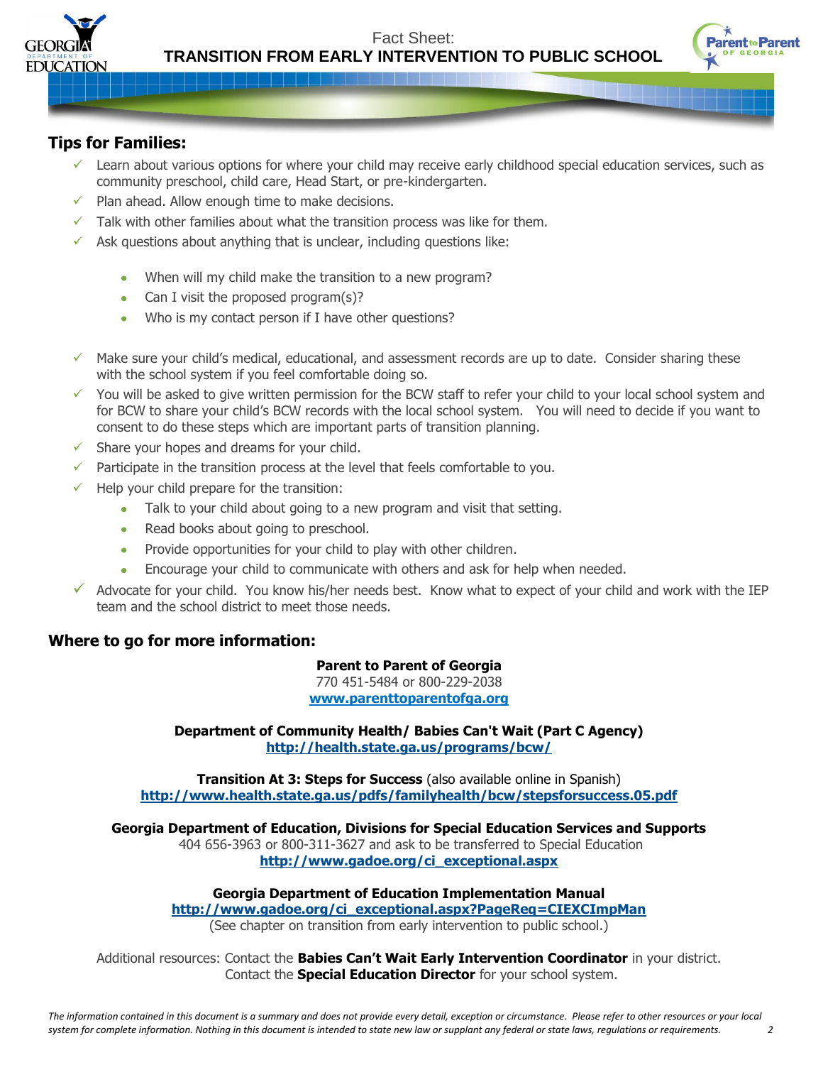Fact Sheet:
**TRANSITION FROM EARLY INTERVENTION TO PUBLIC SCHOOL**

## Tips for Families:

- Learn about various options for where your child may receive early childhood special education services, such as community preschool, child care, Head Start, or pre-kindergarten.
- Plan ahead. Allow enough time to make decisions.
- Talk with other families about what the transition process was like for them.
- Ask questions about anything that is unclear, including questions like:
  - When will my child make the transition to a new program?
  - Can I visit the proposed program(s)?
  - Who is my contact person if I have other questions?
- Make sure your child's medical, educational, and assessment records are up to date. Consider sharing these with the school system if you feel comfortable doing so.
- You will be asked to give written permission for the BCW staff to refer your child to your local school system and for BCW to share your child's BCW records with the local school system. You will need to decide if you want to consent to do these steps which are important parts of transition planning.
- Share your hopes and dreams for your child.
- Participate in the transition process at the level that feels comfortable to you.
- Help your child prepare for the transition:
  - Talk to your child about going to a new program and visit that setting.
  - Read books about going to preschool.
  - Provide opportunities for your child to play with other children.
  - Encourage your child to communicate with others and ask for help when needed.
- Advocate for your child. You know his/her needs best. Know what to expect of your child and work with the IEP team and the school district to meet those needs.

## Where to go for more information:

**Parent to Parent of Georgia**
770 451-5484 or 800-229-2038
**www.parenttoparentofga.org**

**Department of Community Health/ Babies Can't Wait (Part C Agency)**
**http://health.state.ga.us/programs/bcw/**

**Transition At 3: Steps for Success** (also available online in Spanish)
**http://www.health.state.ga.us/pdfs/familyhealth/bcw/stepsforsuccess.05.pdf**

**Georgia Department of Education, Divisions for Special Education Services and Supports**
404 656-3963 or 800-311-3627 and ask to be transferred to Special Education
**http://www.gadoe.org/ci_exceptional.aspx**

**Georgia Department of Education Implementation Manual**
**http://www.gadoe.org/ci_exceptional.aspx?PageReq=CIEXCImpMan**
(See chapter on transition from early intervention to public school.)

Additional resources: Contact the **Babies Can't Wait Early Intervention Coordinator** in your district. Contact the **Special Education Director** for your school system.

*The information contained in this document is a summary and does not provide every detail, exception or circumstance. Please refer to other resources or your local system for complete information. Nothing in this document is intended to state new law or supplant any federal or state laws, regulations or requirements.*